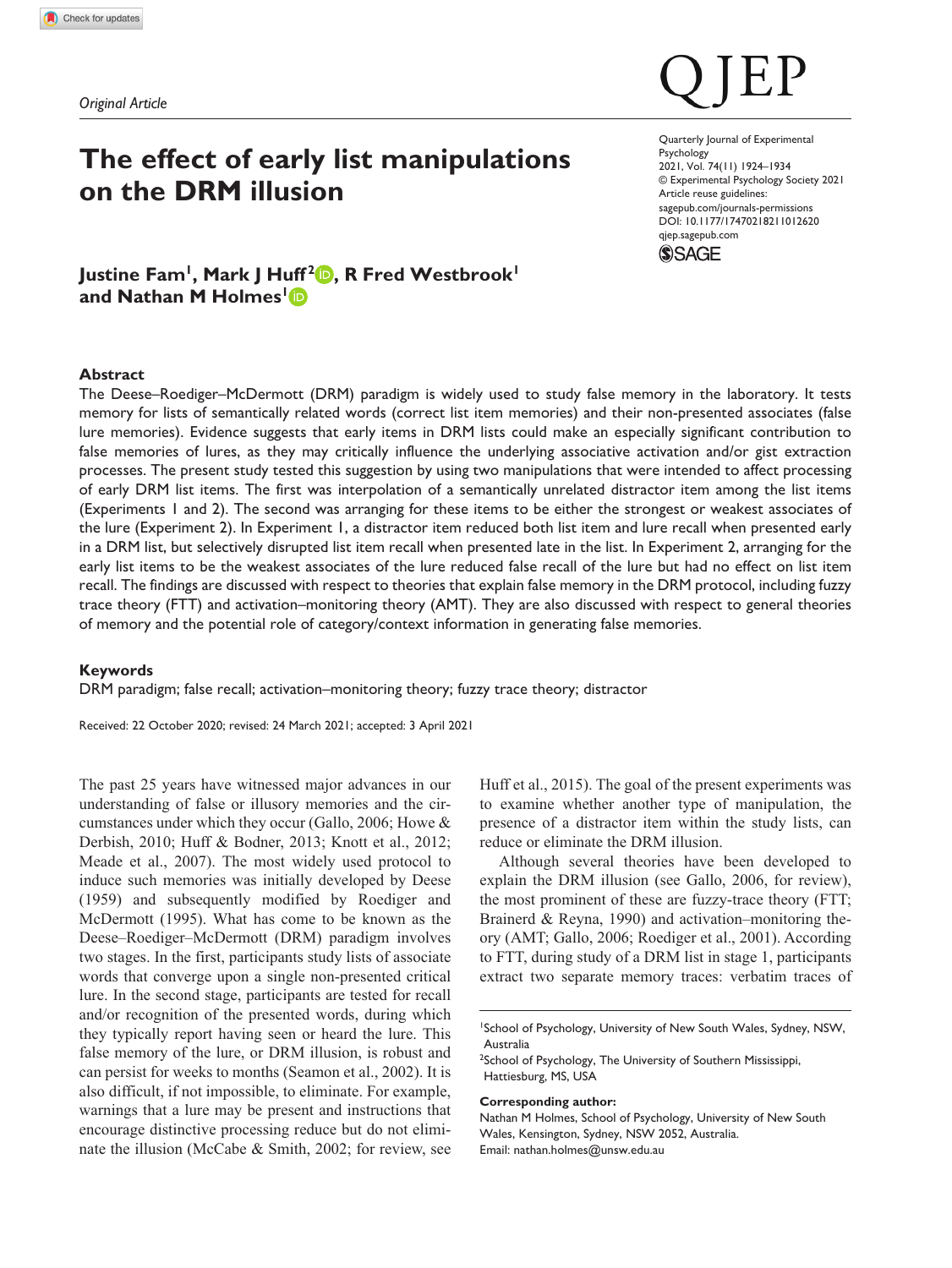*Original Article*

# The effect of early list manipulations on the DRM illusion

**Justine Fam[1], Mark J Huff[2], R Fred Westbrook[1] and Nathan M Holmes[1]**

## Abstract

The Deese–Roediger–McDermott (DRM) paradigm is widely used to study false memory in the laboratory. It tests memory for lists of semantically related words (correct list item memories) and their non-presented associates (false lure memories). Evidence suggests that early items in DRM lists could make an especially significant contribution to false memories of lures, as they may critically influence the underlying associative activation and/or gist extraction processes. The present study tested this suggestion by using two manipulations that were intended to affect processing of early DRM list items. The first was interpolation of a semantically unrelated distractor item among the list items (Experiments 1 and 2). The second was arranging for these items to be either the strongest or weakest associates of the lure (Experiment 2). In Experiment 1, a distractor item reduced both list item and lure recall when presented early in a DRM list, but selectively disrupted list item recall when presented late in the list. In Experiment 2, arranging for the early list items to be the weakest associates of the lure reduced false recall of the lure but had no effect on list item recall. The findings are discussed with respect to theories that explain false memory in the DRM protocol, including fuzzy trace theory (FTT) and activation–monitoring theory (AMT). They are also discussed with respect to general theories of memory and the potential role of category/context information in generating false memories.

## Keywords

DRM paradigm; false recall; activation–monitoring theory; fuzzy trace theory; distractor

Received: 22 October 2020; revised: 24 March 2021; accepted: 3 April 2021

The past 25 years have witnessed major advances in our understanding of false or illusory memories and the circumstances under which they occur (Gallo, 2006; Howe & Derbish, 2010; Huff & Bodner, 2013; Knott et al., 2012; Meade et al., 2007). The most widely used protocol to induce such memories was initially developed by Deese (1959) and subsequently modified by Roediger and McDermott (1995). What has come to be known as the Deese–Roediger–McDermott (DRM) paradigm involves two stages. In the first, participants study lists of associate words that converge upon a single non-presented critical lure. In the second stage, participants are tested for recall and/or recognition of the presented words, during which they typically report having seen or heard the lure. This false memory of the lure, or DRM illusion, is robust and can persist for weeks to months (Seamon et al., 2002). It is also difficult, if not impossible, to eliminate. For example, warnings that a lure may be present and instructions that encourage distinctive processing reduce but do not eliminate the illusion (McCabe & Smith, 2002; for review, see Huff et al., 2015). The goal of the present experiments was to examine whether another type of manipulation, the presence of a distractor item within the study lists, can reduce or eliminate the DRM illusion.

Although several theories have been developed to explain the DRM illusion (see Gallo, 2006, for review), the most prominent of these are fuzzy-trace theory (FTT; Brainerd & Reyna, 1990) and activation–monitoring theory (AMT; Gallo, 2006; Roediger et al., 2001). According to FTT, during study of a DRM list in stage 1, participants extract two separate memory traces: verbatim traces of

[1]School of Psychology, University of New South Wales, Sydney, NSW, Australia

[2]School of Psychology, The University of Southern Mississippi, Hattiesburg, MS, USA

**Corresponding author:**
Nathan M Holmes, School of Psychology, University of New South Wales, Kensington, Sydney, NSW 2052, Australia.
Email: nathan.holmes@unsw.edu.au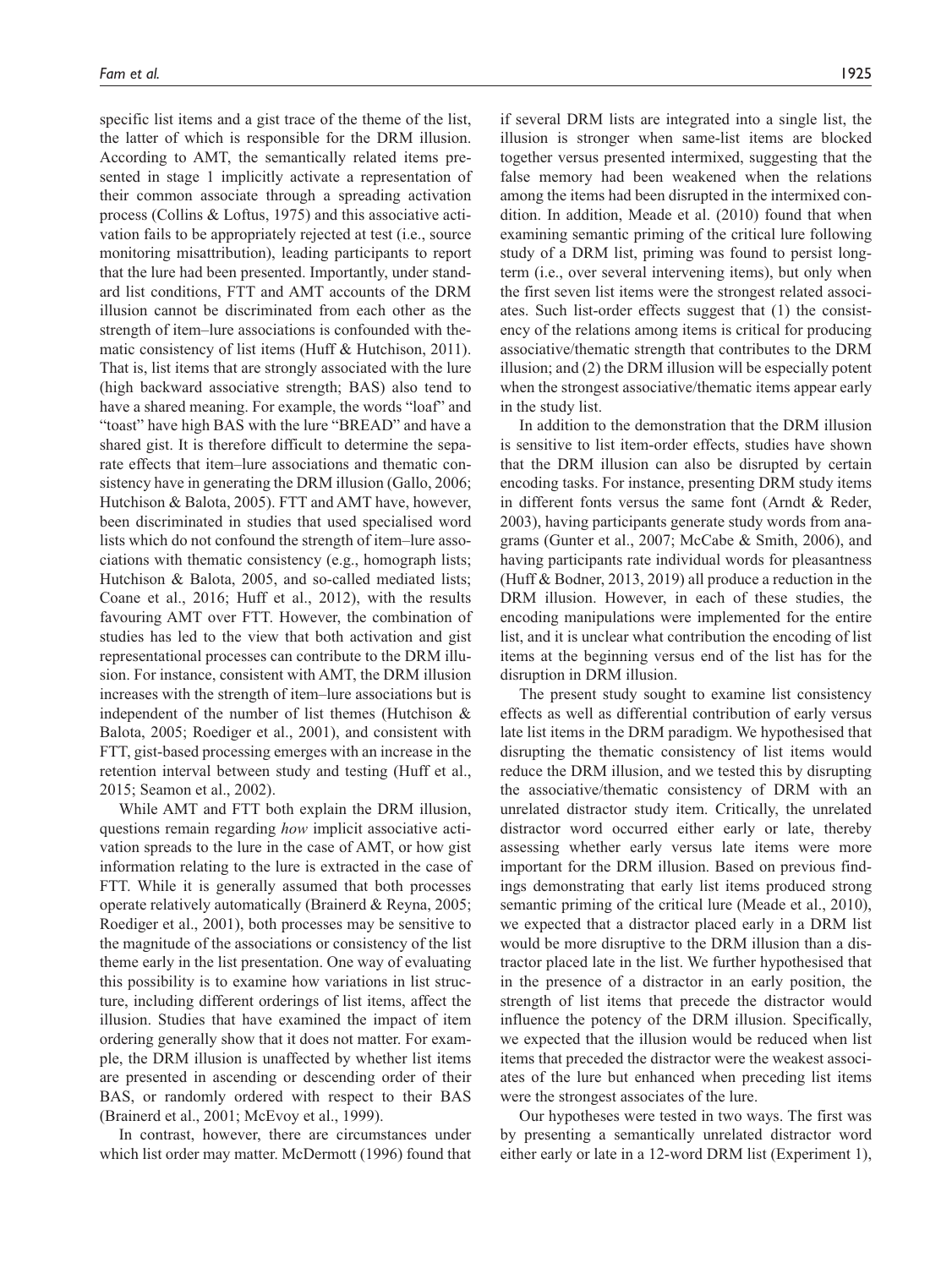specific list items and a gist trace of the theme of the list, the latter of which is responsible for the DRM illusion. According to AMT, the semantically related items presented in stage 1 implicitly activate a representation of their common associate through a spreading activation process (Collins & Loftus, 1975) and this associative activation fails to be appropriately rejected at test (i.e., source monitoring misattribution), leading participants to report that the lure had been presented. Importantly, under standard list conditions, FTT and AMT accounts of the DRM illusion cannot be discriminated from each other as the strength of item–lure associations is confounded with thematic consistency of list items (Huff & Hutchison, 2011). That is, list items that are strongly associated with the lure (high backward associative strength; BAS) also tend to have a shared meaning. For example, the words "loaf" and "toast" have high BAS with the lure "BREAD" and have a shared gist. It is therefore difficult to determine the separate effects that item–lure associations and thematic consistency have in generating the DRM illusion (Gallo, 2006; Hutchison & Balota, 2005). FTT and AMT have, however, been discriminated in studies that used specialised word lists which do not confound the strength of item–lure associations with thematic consistency (e.g., homograph lists; Hutchison & Balota, 2005, and so-called mediated lists; Coane et al., 2016; Huff et al., 2012), with the results favouring AMT over FTT. However, the combination of studies has led to the view that both activation and gist representational processes can contribute to the DRM illusion. For instance, consistent with AMT, the DRM illusion increases with the strength of item–lure associations but is independent of the number of list themes (Hutchison & Balota, 2005; Roediger et al., 2001), and consistent with FTT, gist-based processing emerges with an increase in the retention interval between study and testing (Huff et al., 2015; Seamon et al., 2002).

While AMT and FTT both explain the DRM illusion, questions remain regarding *how* implicit associative activation spreads to the lure in the case of AMT, or how gist information relating to the lure is extracted in the case of FTT. While it is generally assumed that both processes operate relatively automatically (Brainerd & Reyna, 2005; Roediger et al., 2001), both processes may be sensitive to the magnitude of the associations or consistency of the list theme early in the list presentation. One way of evaluating this possibility is to examine how variations in list structure, including different orderings of list items, affect the illusion. Studies that have examined the impact of item ordering generally show that it does not matter. For example, the DRM illusion is unaffected by whether list items are presented in ascending or descending order of their BAS, or randomly ordered with respect to their BAS (Brainerd et al., 2001; McEvoy et al., 1999).

In contrast, however, there are circumstances under which list order may matter. McDermott (1996) found that if several DRM lists are integrated into a single list, the illusion is stronger when same-list items are blocked together versus presented intermixed, suggesting that the false memory had been weakened when the relations among the items had been disrupted in the intermixed condition. In addition, Meade et al. (2010) found that when examining semantic priming of the critical lure following study of a DRM list, priming was found to persist long-term (i.e., over several intervening items), but only when the first seven list items were the strongest related associates. Such list-order effects suggest that (1) the consistency of the relations among items is critical for producing associative/thematic strength that contributes to the DRM illusion; and (2) the DRM illusion will be especially potent when the strongest associative/thematic items appear early in the study list.

In addition to the demonstration that the DRM illusion is sensitive to list item-order effects, studies have shown that the DRM illusion can also be disrupted by certain encoding tasks. For instance, presenting DRM study items in different fonts versus the same font (Arndt & Reder, 2003), having participants generate study words from anagrams (Gunter et al., 2007; McCabe & Smith, 2006), and having participants rate individual words for pleasantness (Huff & Bodner, 2013, 2019) all produce a reduction in the DRM illusion. However, in each of these studies, the encoding manipulations were implemented for the entire list, and it is unclear what contribution the encoding of list items at the beginning versus end of the list has for the disruption in DRM illusion.

The present study sought to examine list consistency effects as well as differential contribution of early versus late list items in the DRM paradigm. We hypothesised that disrupting the thematic consistency of list items would reduce the DRM illusion, and we tested this by disrupting the associative/thematic consistency of DRM with an unrelated distractor study item. Critically, the unrelated distractor word occurred either early or late, thereby assessing whether early versus late items were more important for the DRM illusion. Based on previous findings demonstrating that early list items produced strong semantic priming of the critical lure (Meade et al., 2010), we expected that a distractor placed early in a DRM list would be more disruptive to the DRM illusion than a distractor placed late in the list. We further hypothesised that in the presence of a distractor in an early position, the strength of list items that precede the distractor would influence the potency of the DRM illusion. Specifically, we expected that the illusion would be reduced when list items that preceded the distractor were the weakest associates of the lure but enhanced when preceding list items were the strongest associates of the lure.

Our hypotheses were tested in two ways. The first was by presenting a semantically unrelated distractor word either early or late in a 12-word DRM list (Experiment 1),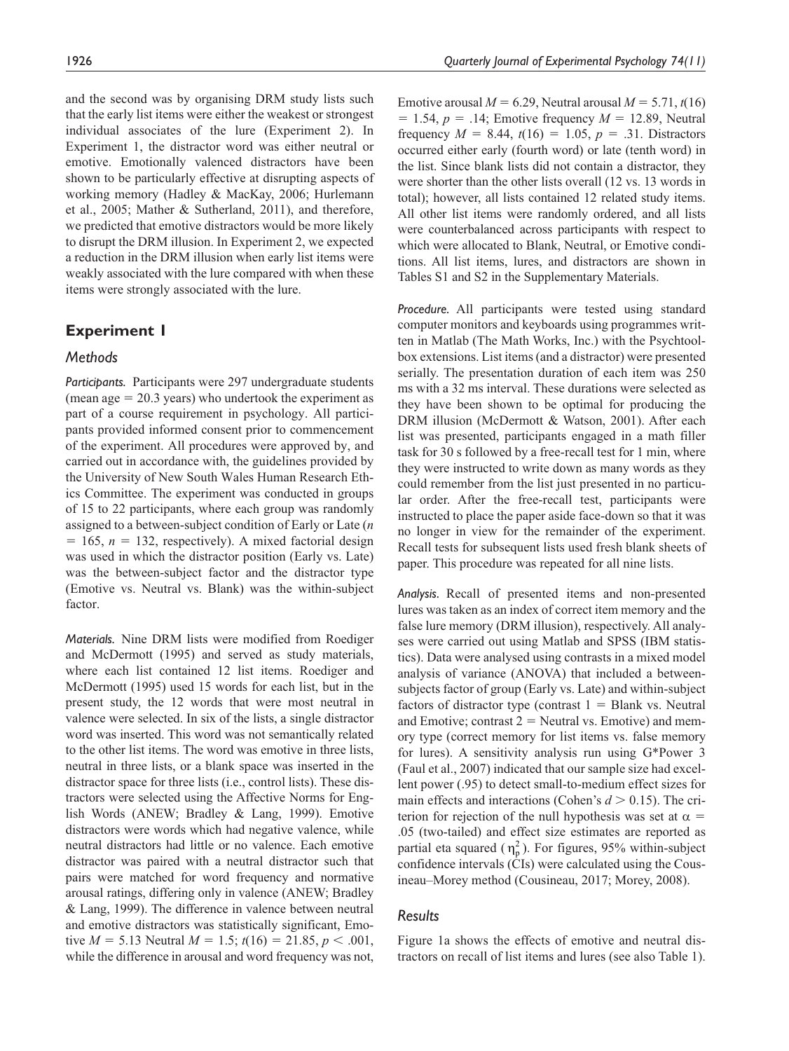and the second was by organising DRM study lists such that the early list items were either the weakest or strongest individual associates of the lure (Experiment 2). In Experiment 1, the distractor word was either neutral or emotive. Emotionally valenced distractors have been shown to be particularly effective at disrupting aspects of working memory (Hadley & MacKay, 2006; Hurlemann et al., 2005; Mather & Sutherland, 2011), and therefore, we predicted that emotive distractors would be more likely to disrupt the DRM illusion. In Experiment 2, we expected a reduction in the DRM illusion when early list items were weakly associated with the lure compared with when these items were strongly associated with the lure.

## Experiment 1

### Methods

*Participants.* Participants were 297 undergraduate students (mean age = 20.3 years) who undertook the experiment as part of a course requirement in psychology. All participants provided informed consent prior to commencement of the experiment. All procedures were approved by, and carried out in accordance with, the guidelines provided by the University of New South Wales Human Research Ethics Committee. The experiment was conducted in groups of 15 to 22 participants, where each group was randomly assigned to a between-subject condition of Early or Late ($n = 165$, $n = 132$, respectively). A mixed factorial design was used in which the distractor position (Early vs. Late) was the between-subject factor and the distractor type (Emotive vs. Neutral vs. Blank) was the within-subject factor.

*Materials.* Nine DRM lists were modified from Roediger and McDermott (1995) and served as study materials, where each list contained 12 list items. Roediger and McDermott (1995) used 15 words for each list, but in the present study, the 12 words that were most neutral in valence were selected. In six of the lists, a single distractor word was inserted. This word was not semantically related to the other list items. The word was emotive in three lists, neutral in three lists, or a blank space was inserted in the distractor space for three lists (i.e., control lists). These distractors were selected using the Affective Norms for English Words (ANEW; Bradley & Lang, 1999). Emotive distractors were words which had negative valence, while neutral distractors had little or no valence. Each emotive distractor was paired with a neutral distractor such that pairs were matched for word frequency and normative arousal ratings, differing only in valence (ANEW; Bradley & Lang, 1999). The difference in valence between neutral and emotive distractors was statistically significant, Emotive $M = 5.13$ Neutral $M = 1.5$; $t(16) = 21.85$, $p < .001$, while the difference in arousal and word frequency was not, Emotive arousal $M = 6.29$, Neutral arousal $M = 5.71$, $t(16) = 1.54$, $p = .14$; Emotive frequency $M = 12.89$, Neutral frequency $M = 8.44$, $t(16) = 1.05$, $p = .31$. Distractors occurred either early (fourth word) or late (tenth word) in the list. Since blank lists did not contain a distractor, they were shorter than the other lists overall (12 vs. 13 words in total); however, all lists contained 12 related study items. All other list items were randomly ordered, and all lists were counterbalanced across participants with respect to which were allocated to Blank, Neutral, or Emotive conditions. All list items, lures, and distractors are shown in Tables S1 and S2 in the Supplementary Materials.

*Procedure.* All participants were tested using standard computer monitors and keyboards using programmes written in Matlab (The Math Works, Inc.) with the Psychtoolbox extensions. List items (and a distractor) were presented serially. The presentation duration of each item was 250 ms with a 32 ms interval. These durations were selected as they have been shown to be optimal for producing the DRM illusion (McDermott & Watson, 2001). After each list was presented, participants engaged in a math filler task for 30 s followed by a free-recall test for 1 min, where they were instructed to write down as many words as they could remember from the list just presented in no particular order. After the free-recall test, participants were instructed to place the paper aside face-down so that it was no longer in view for the remainder of the experiment. Recall tests for subsequent lists used fresh blank sheets of paper. This procedure was repeated for all nine lists.

*Analysis.* Recall of presented items and non-presented lures was taken as an index of correct item memory and the false lure memory (DRM illusion), respectively. All analyses were carried out using Matlab and SPSS (IBM statistics). Data were analysed using contrasts in a mixed model analysis of variance (ANOVA) that included a between-subjects factor of group (Early vs. Late) and within-subject factors of distractor type (contrast 1 = Blank vs. Neutral and Emotive; contrast 2 = Neutral vs. Emotive) and memory type (correct memory for list items vs. false memory for lures). A sensitivity analysis run using G*Power 3 (Faul et al., 2007) indicated that our sample size had excellent power (.95) to detect small-to-medium effect sizes for main effects and interactions (Cohen's $d > 0.15$). The criterion for rejection of the null hypothesis was set at $\alpha = .05$ (two-tailed) and effect size estimates are reported as partial eta squared ($\eta_p^2$). For figures, 95% within-subject confidence intervals (CIs) were calculated using the Cousineau–Morey method (Cousineau, 2017; Morey, 2008).

### Results

Figure 1a shows the effects of emotive and neutral distractors on recall of list items and lures (see also Table 1).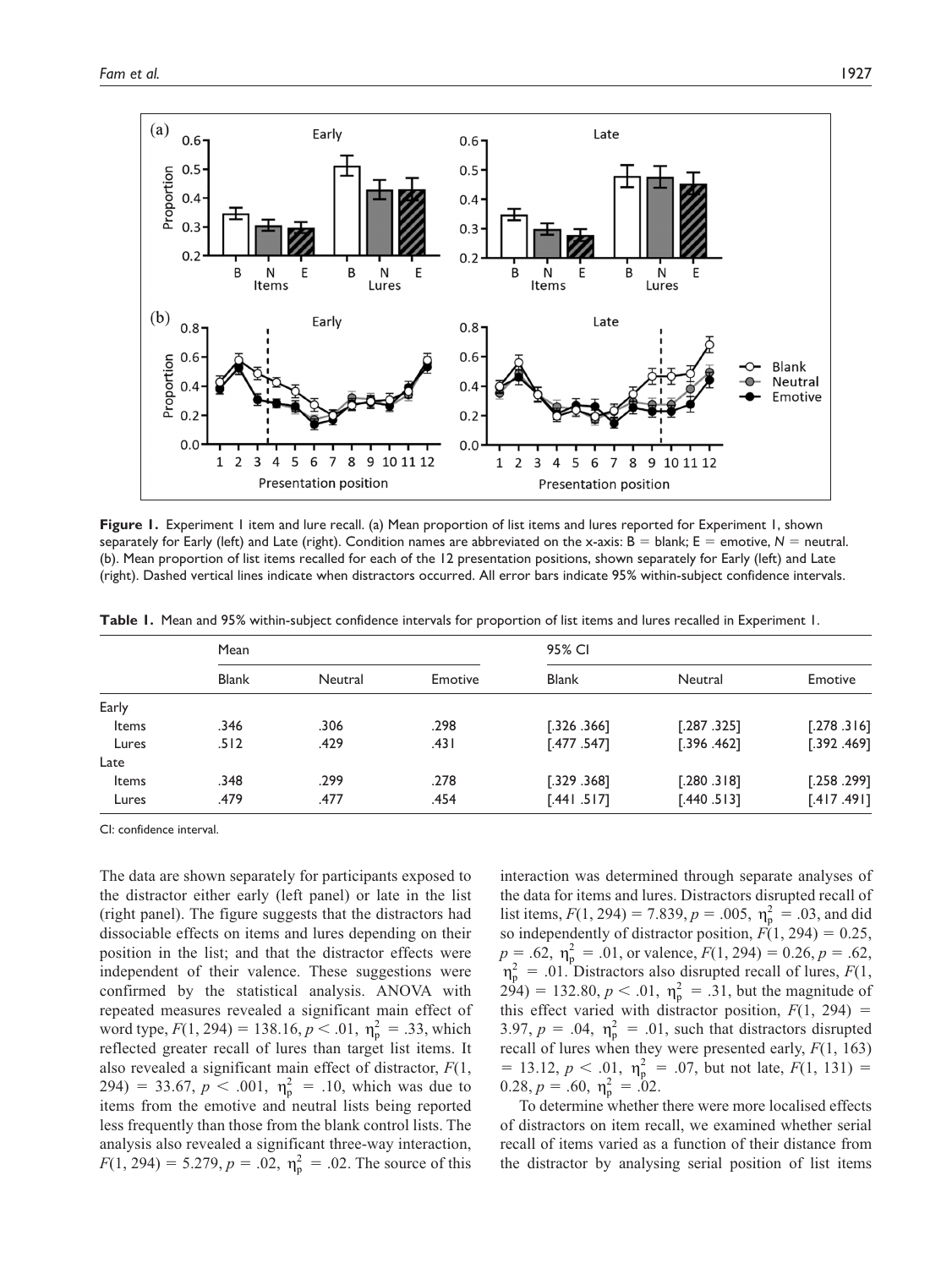**Figure 1.** Experiment 1 item and lure recall. (a) Mean proportion of list items and lures reported for Experiment 1, shown separately for Early (left) and Late (right). Condition names are abbreviated on the x-axis: B = blank; E = emotive, N = neutral. (b). Mean proportion of list items recalled for each of the 12 presentation positions, shown separately for Early (left) and Late (right). Dashed vertical lines indicate when distractors occurred. All error bars indicate 95% within-subject confidence intervals.

**Table 1.** Mean and 95% within-subject confidence intervals for proportion of list items and lures recalled in Experiment 1.

| | Mean | | | 95% CI | | |
|---|---|---|---|---|---|---|
| | Blank | Neutral | Emotive | Blank | Neutral | Emotive |
| Early | | | | | | |
| Items | .346 | .306 | .298 | [.326 .366] | [.287 .325] | [.278 .316] |
| Lures | .512 | .429 | .431 | [.477 .547] | [.396 .462] | [.392 .469] |
| Late | | | | | | |
| Items | .348 | .299 | .278 | [.329 .368] | [.280 .318] | [.258 .299] |
| Lures | .479 | .477 | .454 | [.441 .517] | [.440 .513] | [.417 .491] |

CI: confidence interval.

The data are shown separately for participants exposed to the distractor either early (left panel) or late in the list (right panel). The figure suggests that the distractors had dissociable effects on items and lures depending on their position in the list; and that the distractor effects were independent of their valence. These suggestions were confirmed by the statistical analysis. ANOVA with repeated measures revealed a significant main effect of word type, $F(1, 294) = 138.16, p < .01, \eta_p^2 = .33$, which reflected greater recall of lures than target list items. It also revealed a significant main effect of distractor, $F(1, 294) = 33.67, p < .001, \eta_p^2 = .10$, which was due to items from the emotive and neutral lists being reported less frequently than those from the blank control lists. The analysis also revealed a significant three-way interaction, $F(1, 294) = 5.279, p = .02, \eta_p^2 = .02$. The source of this interaction was determined through separate analyses of the data for items and lures. Distractors disrupted recall of list items, $F(1, 294) = 7.839, p = .005, \eta_p^2 = .03$, and did so independently of distractor position, $F(1, 294) = 0.25, p = .62, \eta_p^2 = .01$, or valence, $F(1, 294) = 0.26, p = .62, \eta_p^2 = .01$. Distractors also disrupted recall of lures, $F(1, 294) = 132.80, p < .01, \eta_p^2 = .31$, but the magnitude of this effect varied with distractor position, $F(1, 294) = 3.97, p = .04, \eta_p^2 = .01$, such that distractors disrupted recall of lures when they were presented early, $F(1, 163) = 13.12, p < .01, \eta_p^2 = .07$, but not late, $F(1, 131) = 0.28, p = .60, \eta_p^2 = .02$.

To determine whether there were more localised effects of distractors on item recall, we examined whether serial recall of items varied as a function of their distance from the distractor by analysing serial position of list items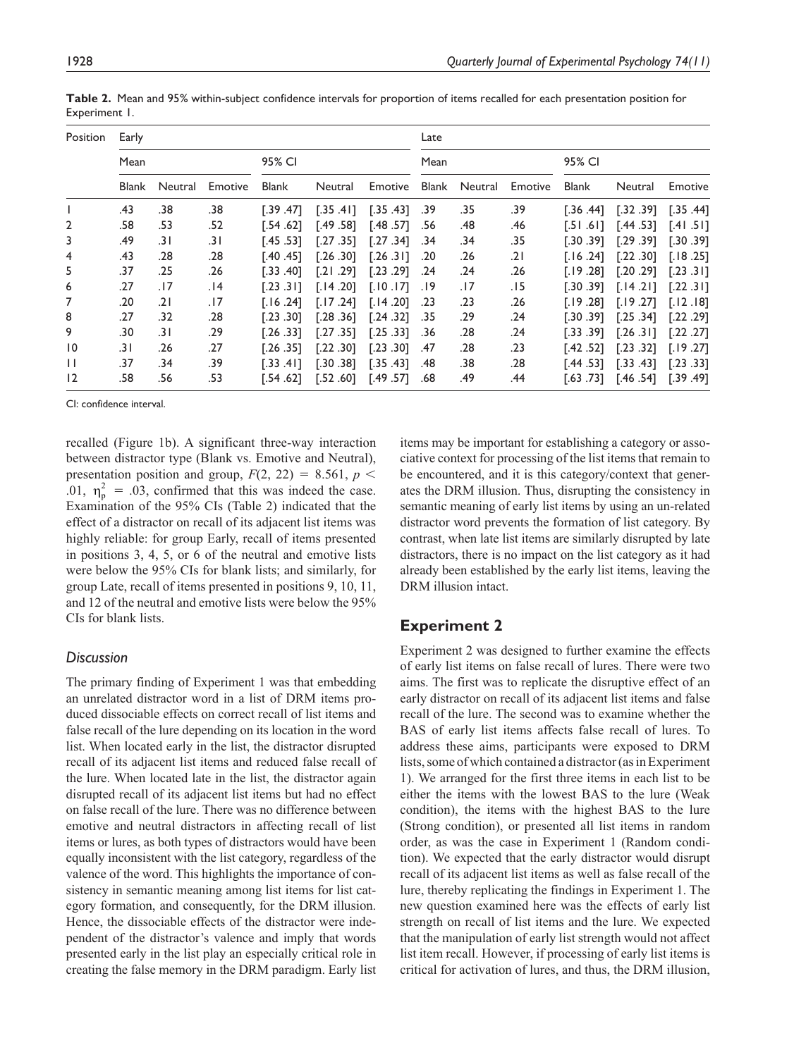**Table 2.** Mean and 95% within-subject confidence intervals for proportion of items recalled for each presentation position for Experiment 1.

| Position | Early | | | | | | Late | | | | | |
|---|---|---|---|---|---|---|---|---|---|---|---|---|
| | Mean | | | 95% CI | | | Mean | | | 95% CI | | |
| | Blank | Neutral | Emotive | Blank | Neutral | Emotive | Blank | Neutral | Emotive | Blank | Neutral | Emotive |
| 1 | .43 | .38 | .38 | [.39 .47] | [.35 .41] | [.35 .43] | .39 | .35 | .39 | [.36 .44] | [.32 .39] | [.35 .44] |
| 2 | .58 | .53 | .52 | [.54 .62] | [.49 .58] | [.48 .57] | .56 | .48 | .46 | [.51 .61] | [.44 .53] | [.41 .51] |
| 3 | .49 | .31 | .31 | [.45 .53] | [.27 .35] | [.27 .34] | .34 | .34 | .35 | [.30 .39] | [.29 .39] | [.30 .39] |
| 4 | .43 | .28 | .28 | [.40 .45] | [.26 .30] | [.26 .31] | .20 | .26 | .21 | [.16 .24] | [.22 .30] | [.18 .25] |
| 5 | .37 | .25 | .26 | [.33 .40] | [.21 .29] | [.23 .29] | .24 | .24 | .26 | [.19 .28] | [.20 .29] | [.23 .31] |
| 6 | .27 | .17 | .14 | [.23 .31] | [.14 .20] | [.10 .17] | .19 | .17 | .15 | [.30 .39] | [.14 .21] | [.22 .31] |
| 7 | .20 | .21 | .17 | [.16 .24] | [.17 .24] | [.14 .20] | .23 | .23 | .26 | [.19 .28] | [.19 .27] | [.12 .18] |
| 8 | .27 | .32 | .28 | [.23 .30] | [.28 .36] | [.24 .32] | .35 | .29 | .24 | [.30 .39] | [.25 .34] | [.22 .29] |
| 9 | .30 | .31 | .29 | [.26 .33] | [.27 .35] | [.25 .33] | .36 | .28 | .24 | [.33 .39] | [.26 .31] | [.22 .27] |
| 10 | .31 | .26 | .27 | [.26 .35] | [.22 .30] | [.23 .30] | .47 | .28 | .23 | [.42 .52] | [.23 .32] | [.19 .27] |
| 11 | .37 | .34 | .39 | [.33 .41] | [.30 .38] | [.35 .43] | .48 | .38 | .28 | [.44 .53] | [.33 .43] | [.23 .33] |
| 12 | .58 | .56 | .53 | [.54 .62] | [.52 .60] | [.49 .57] | .68 | .49 | .44 | [.63 .73] | [.46 .54] | [.39 .49] |

CI: confidence interval.

recalled (Figure 1b). A significant three-way interaction between distractor type (Blank vs. Emotive and Neutral), presentation position and group, $F(2, 22) = 8.561$, $p < .01$, $\eta_p^2 = .03$, confirmed that this was indeed the case. Examination of the 95% CIs (Table 2) indicated that the effect of a distractor on recall of its adjacent list items was highly reliable: for group Early, recall of items presented in positions 3, 4, 5, or 6 of the neutral and emotive lists were below the 95% CIs for blank lists; and similarly, for group Late, recall of items presented in positions 9, 10, 11, and 12 of the neutral and emotive lists were below the 95% CIs for blank lists.

### Discussion

The primary finding of Experiment 1 was that embedding an unrelated distractor word in a list of DRM items produced dissociable effects on correct recall of list items and false recall of the lure depending on its location in the word list. When located early in the list, the distractor disrupted recall of its adjacent list items and reduced false recall of the lure. When located late in the list, the distractor again disrupted recall of its adjacent list items but had no effect on false recall of the lure. There was no difference between emotive and neutral distractors in affecting recall of list items or lures, as both types of distractors would have been equally inconsistent with the list category, regardless of the valence of the word. This highlights the importance of consistency in semantic meaning among list items for list category formation, and consequently, for the DRM illusion. Hence, the dissociable effects of the distractor were independent of the distractor's valence and imply that words presented early in the list play an especially critical role in creating the false memory in the DRM paradigm. Early list items may be important for establishing a category or associative context for processing of the list items that remain to be encountered, and it is this category/context that generates the DRM illusion. Thus, disrupting the consistency in semantic meaning of early list items by using an un-related distractor word prevents the formation of list category. By contrast, when late list items are similarly disrupted by late distractors, there is no impact on the list category as it had already been established by the early list items, leaving the DRM illusion intact.

## Experiment 2

Experiment 2 was designed to further examine the effects of early list items on false recall of lures. There were two aims. The first was to replicate the disruptive effect of an early distractor on recall of its adjacent list items and false recall of the lure. The second was to examine whether the BAS of early list items affects false recall of lures. To address these aims, participants were exposed to DRM lists, some of which contained a distractor (as in Experiment 1). We arranged for the first three items in each list to be either the items with the lowest BAS to the lure (Weak condition), the items with the highest BAS to the lure (Strong condition), or presented all list items in random order, as was the case in Experiment 1 (Random condition). We expected that the early distractor would disrupt recall of its adjacent list items as well as false recall of the lure, thereby replicating the findings in Experiment 1. The new question examined here was the effects of early list strength on recall of list items and the lure. We expected that the manipulation of early list strength would not affect list item recall. However, if processing of early list items is critical for activation of lures, and thus, the DRM illusion,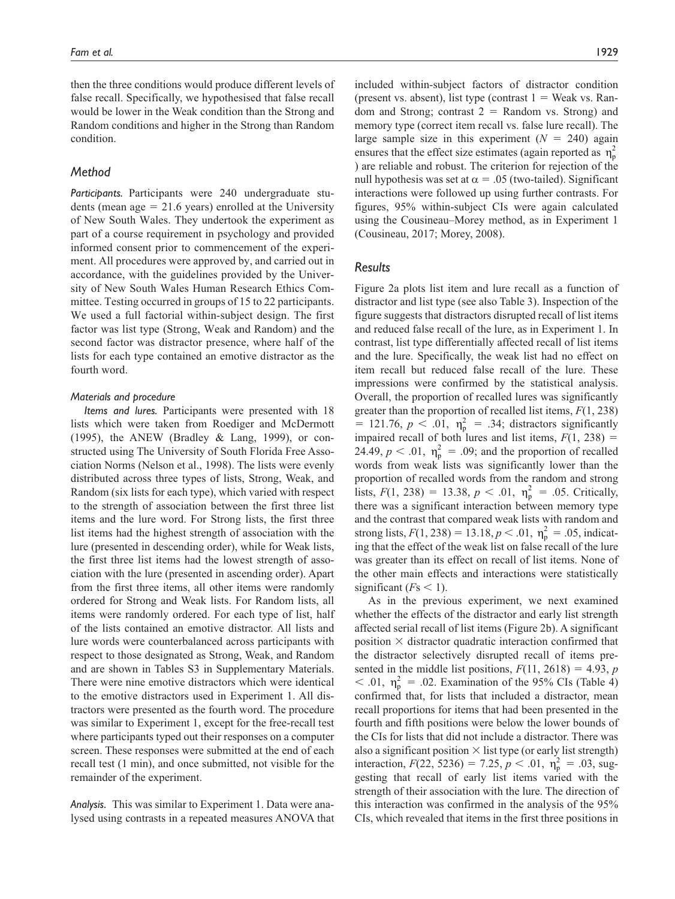then the three conditions would produce different levels of false recall. Specifically, we hypothesised that false recall would be lower in the Weak condition than the Strong and Random conditions and higher in the Strong than Random condition.

## *Method*

***Participants.*** Participants were 240 undergraduate students (mean age $= 21.6$ years) enrolled at the University of New South Wales. They undertook the experiment as part of a course requirement in psychology and provided informed consent prior to commencement of the experiment. All procedures were approved by, and carried out in accordance, with the guidelines provided by the University of New South Wales Human Research Ethics Committee. Testing occurred in groups of 15 to 22 participants. We used a full factorial within-subject design. The first factor was list type (Strong, Weak and Random) and the second factor was distractor presence, where half of the lists for each type contained an emotive distractor as the fourth word.

### *Materials and procedure*

***Items and lures.*** Participants were presented with 18 lists which were taken from Roediger and McDermott (1995), the ANEW (Bradley & Lang, 1999), or constructed using The University of South Florida Free Association Norms (Nelson et al., 1998). The lists were evenly distributed across three types of lists, Strong, Weak, and Random (six lists for each type), which varied with respect to the strength of association between the first three list items and the lure word. For Strong lists, the first three list items had the highest strength of association with the lure (presented in descending order), while for Weak lists, the first three list items had the lowest strength of association with the lure (presented in ascending order). Apart from the first three items, all other items were randomly ordered for Strong and Weak lists. For Random lists, all items were randomly ordered. For each type of list, half of the lists contained an emotive distractor. All lists and lure words were counterbalanced across participants with respect to those designated as Strong, Weak, and Random and are shown in Tables S3 in Supplementary Materials. There were nine emotive distractors which were identical to the emotive distractors used in Experiment 1. All distractors were presented as the fourth word. The procedure was similar to Experiment 1, except for the free-recall test where participants typed out their responses on a computer screen. These responses were submitted at the end of each recall test (1 min), and once submitted, not visible for the remainder of the experiment.

***Analysis.*** This was similar to Experiment 1. Data were analysed using contrasts in a repeated measures ANOVA that included within-subject factors of distractor condition (present vs. absent), list type (contrast $1 =$ Weak vs. Random and Strong; contrast $2 =$ Random vs. Strong) and memory type (correct item recall vs. false lure recall). The large sample size in this experiment ($N = 240$) again ensures that the effect size estimates (again reported as $\eta_p^2$) are reliable and robust. The criterion for rejection of the null hypothesis was set at $\alpha = .05$ (two-tailed). Significant interactions were followed up using further contrasts. For figures, 95% within-subject CIs were again calculated using the Cousineau–Morey method, as in Experiment 1 (Cousineau, 2017; Morey, 2008).

## *Results*

Figure 2a plots list item and lure recall as a function of distractor and list type (see also Table 3). Inspection of the figure suggests that distractors disrupted recall of list items and reduced false recall of the lure, as in Experiment 1. In contrast, list type differentially affected recall of list items and the lure. Specifically, the weak list had no effect on item recall but reduced false recall of the lure. These impressions were confirmed by the statistical analysis. Overall, the proportion of recalled lures was significantly greater than the proportion of recalled list items, $F(1, 238) = 121.76$, $p < .01$, $\eta_p^2 = .34$; distractors significantly impaired recall of both lures and list items, $F(1, 238) = 24.49$, $p < .01$, $\eta_p^2 = .09$; and the proportion of recalled words from weak lists was significantly lower than the proportion of recalled words from the random and strong lists, $F(1, 238) = 13.38$, $p < .01$, $\eta_p^2 = .05$. Critically, there was a significant interaction between memory type and the contrast that compared weak lists with random and strong lists, $F(1, 238) = 13.18$, $p < .01$, $\eta_p^2 = .05$, indicating that the effect of the weak list on false recall of the lure was greater than its effect on recall of list items. None of the other main effects and interactions were statistically significant ($F$s $< 1$).

As in the previous experiment, we next examined whether the effects of the distractor and early list strength affected serial recall of list items (Figure 2b). A significant position × distractor quadratic interaction confirmed that the distractor selectively disrupted recall of items presented in the middle list positions, $F(11, 2618) = 4.93$, $p < .01$, $\eta_p^2 = .02$. Examination of the 95% CIs (Table 4) confirmed that, for lists that included a distractor, mean recall proportions for items that had been presented in the fourth and fifth positions were below the lower bounds of the CIs for lists that did not include a distractor. There was also a significant position × list type (or early list strength) interaction, $F(22, 5236) = 7.25$, $p < .01$, $\eta_p^2 = .03$, suggesting that recall of early list items varied with the strength of their association with the lure. The direction of this interaction was confirmed in the analysis of the 95% CIs, which revealed that items in the first three positions in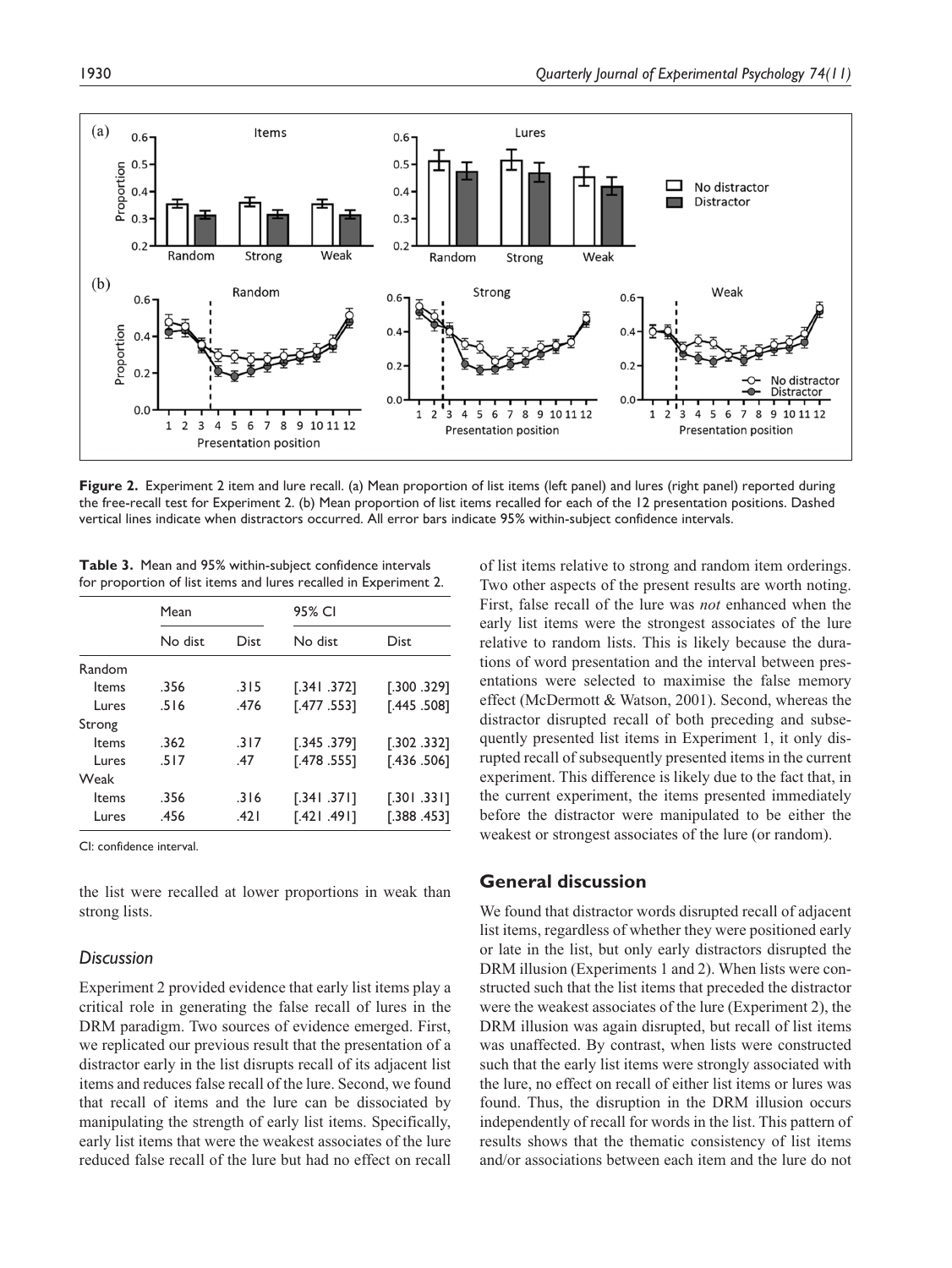**Figure 2.** Experiment 2 item and lure recall. (a) Mean proportion of list items (left panel) and lures (right panel) reported during the free-recall test for Experiment 2. (b) Mean proportion of list items recalled for each of the 12 presentation positions. Dashed vertical lines indicate when distractors occurred. All error bars indicate 95% within-subject confidence intervals.

**Table 3.** Mean and 95% within-subject confidence intervals for proportion of list items and lures recalled in Experiment 2.

| | Mean | | 95% CI | |
|---|---|---|---|---|
| | No dist | Dist | No dist | Dist |
| Random | | | | |
| Items | .356 | .315 | [.341 .372] | [.300 .329] |
| Lures | .516 | .476 | [.477 .553] | [.445 .508] |
| Strong | | | | |
| Items | .362 | .317 | [.345 .379] | [.302 .332] |
| Lures | .517 | .47 | [.478 .555] | [.436 .506] |
| Weak | | | | |
| Items | .356 | .316 | [.341 .371] | [.301 .331] |
| Lures | .456 | .421 | [.421 .491] | [.388 .453] |

CI: confidence interval.

the list were recalled at lower proportions in weak than strong lists.

### *Discussion*

Experiment 2 provided evidence that early list items play a critical role in generating the false recall of lures in the DRM paradigm. Two sources of evidence emerged. First, we replicated our previous result that the presentation of a distractor early in the list disrupts recall of its adjacent list items and reduces false recall of the lure. Second, we found that recall of items and the lure can be dissociated by manipulating the strength of early list items. Specifically, early list items that were the weakest associates of the lure reduced false recall of the lure but had no effect on recall of list items relative to strong and random item orderings. Two other aspects of the present results are worth noting. First, false recall of the lure was *not* enhanced when the early list items were the strongest associates of the lure relative to random lists. This is likely because the durations of word presentation and the interval between presentations were selected to maximise the false memory effect (McDermott & Watson, 2001). Second, whereas the distractor disrupted recall of both preceding and subsequently presented list items in Experiment 1, it only disrupted recall of subsequently presented items in the current experiment. This difference is likely due to the fact that, in the current experiment, the items presented immediately before the distractor were manipulated to be either the weakest or strongest associates of the lure (or random).

## General discussion

We found that distractor words disrupted recall of adjacent list items, regardless of whether they were positioned early or late in the list, but only early distractors disrupted the DRM illusion (Experiments 1 and 2). When lists were constructed such that the list items that preceded the distractor were the weakest associates of the lure (Experiment 2), the DRM illusion was again disrupted, but recall of list items was unaffected. By contrast, when lists were constructed such that the early list items were strongly associated with the lure, no effect on recall of either list items or lures was found. Thus, the disruption in the DRM illusion occurs independently of recall for words in the list. This pattern of results shows that the thematic consistency of list items and/or associations between each item and the lure do not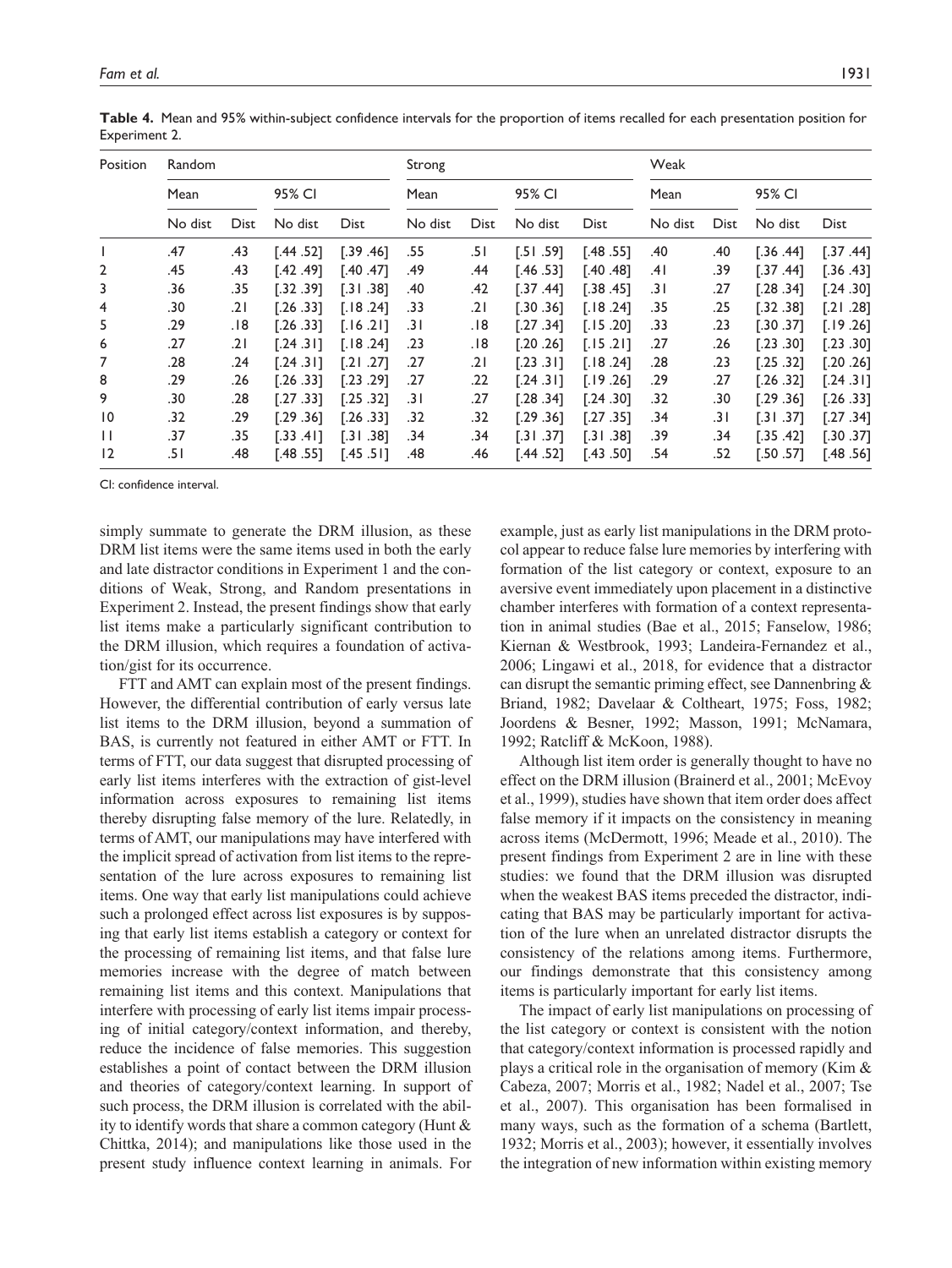**Table 4.** Mean and 95% within-subject confidence intervals for the proportion of items recalled for each presentation position for Experiment 2.

| Position | Random | | | | Strong | | | | Weak | | | |
|---|---|---|---|---|---|---|---|---|---|---|---|---|
| | Mean | | 95% CI | | Mean | | 95% CI | | Mean | | 95% CI | |
| | No dist | Dist | No dist | Dist | No dist | Dist | No dist | Dist | No dist | Dist | No dist | Dist |
| 1 | .47 | .43 | [.44 .52] | [.39 .46] | .55 | .51 | [.51 .59] | [.48 .55] | .40 | .40 | [.36 .44] | [.37 .44] |
| 2 | .45 | .43 | [.42 .49] | [.40 .47] | .49 | .44 | [.46 .53] | [.40 .48] | .41 | .39 | [.37 .44] | [.36 .43] |
| 3 | .36 | .35 | [.32 .39] | [.31 .38] | .40 | .42 | [.37 .44] | [.38 .45] | .31 | .27 | [.28 .34] | [.24 .30] |
| 4 | .30 | .21 | [.26 .33] | [.18 .24] | .33 | .21 | [.30 .36] | [.18 .24] | .35 | .25 | [.32 .38] | [.21 .28] |
| 5 | .29 | .18 | [.26 .33] | [.16 .21] | .31 | .18 | [.27 .34] | [.15 .20] | .33 | .23 | [.30 .37] | [.19 .26] |
| 6 | .27 | .21 | [.24 .31] | [.18 .24] | .23 | .18 | [.20 .26] | [.15 .21] | .27 | .26 | [.23 .30] | [.23 .30] |
| 7 | .28 | .24 | [.24 .31] | [.21 .27] | .27 | .21 | [.23 .31] | [.18 .24] | .28 | .23 | [.25 .32] | [.20 .26] |
| 8 | .29 | .26 | [.26 .33] | [.23 .29] | .27 | .22 | [.24 .31] | [.19 .26] | .29 | .27 | [.26 .32] | [.24 .31] |
| 9 | .30 | .28 | [.27 .33] | [.25 .32] | .31 | .27 | [.28 .34] | [.24 .30] | .32 | .30 | [.29 .36] | [.26 .33] |
| 10 | .32 | .29 | [.29 .36] | [.26 .33] | .32 | .32 | [.29 .36] | [.27 .35] | .34 | .31 | [.31 .37] | [.27 .34] |
| 11 | .37 | .35 | [.33 .41] | [.31 .38] | .34 | .34 | [.31 .37] | [.31 .38] | .39 | .34 | [.35 .42] | [.30 .37] |
| 12 | .51 | .48 | [.48 .55] | [.45 .51] | .48 | .46 | [.44 .52] | [.43 .50] | .54 | .52 | [.50 .57] | [.48 .56] |

CI: confidence interval.

simply summate to generate the DRM illusion, as these DRM list items were the same items used in both the early and late distractor conditions in Experiment 1 and the conditions of Weak, Strong, and Random presentations in Experiment 2. Instead, the present findings show that early list items make a particularly significant contribution to the DRM illusion, which requires a foundation of activation/gist for its occurrence.

FTT and AMT can explain most of the present findings. However, the differential contribution of early versus late list items to the DRM illusion, beyond a summation of BAS, is currently not featured in either AMT or FTT. In terms of FTT, our data suggest that disrupted processing of early list items interferes with the extraction of gist-level information across exposures to remaining list items thereby disrupting false memory of the lure. Relatedly, in terms of AMT, our manipulations may have interfered with the implicit spread of activation from list items to the representation of the lure across exposures to remaining list items. One way that early list manipulations could achieve such a prolonged effect across list exposures is by supposing that early list items establish a category or context for the processing of remaining list items, and that false lure memories increase with the degree of match between remaining list items and this context. Manipulations that interfere with processing of early list items impair processing of initial category/context information, and thereby, reduce the incidence of false memories. This suggestion establishes a point of contact between the DRM illusion and theories of category/context learning. In support of such process, the DRM illusion is correlated with the ability to identify words that share a common category (Hunt & Chittka, 2014); and manipulations like those used in the present study influence context learning in animals. For example, just as early list manipulations in the DRM protocol appear to reduce false lure memories by interfering with formation of the list category or context, exposure to an aversive event immediately upon placement in a distinctive chamber interferes with formation of a context representation in animal studies (Bae et al., 2015; Fanselow, 1986; Kiernan & Westbrook, 1993; Landeira-Fernandez et al., 2006; Lingawi et al., 2018, for evidence that a distractor can disrupt the semantic priming effect, see Dannenbring & Briand, 1982; Davelaar & Coltheart, 1975; Foss, 1982; Joordens & Besner, 1992; Masson, 1991; McNamara, 1992; Ratcliff & McKoon, 1988).

Although list item order is generally thought to have no effect on the DRM illusion (Brainerd et al., 2001; McEvoy et al., 1999), studies have shown that item order does affect false memory if it impacts on the consistency in meaning across items (McDermott, 1996; Meade et al., 2010). The present findings from Experiment 2 are in line with these studies: we found that the DRM illusion was disrupted when the weakest BAS items preceded the distractor, indicating that BAS may be particularly important for activation of the lure when an unrelated distractor disrupts the consistency of the relations among items. Furthermore, our findings demonstrate that this consistency among items is particularly important for early list items.

The impact of early list manipulations on processing of the list category or context is consistent with the notion that category/context information is processed rapidly and plays a critical role in the organisation of memory (Kim & Cabeza, 2007; Morris et al., 1982; Nadel et al., 2007; Tse et al., 2007). This organisation has been formalised in many ways, such as the formation of a schema (Bartlett, 1932; Morris et al., 2003); however, it essentially involves the integration of new information within existing memory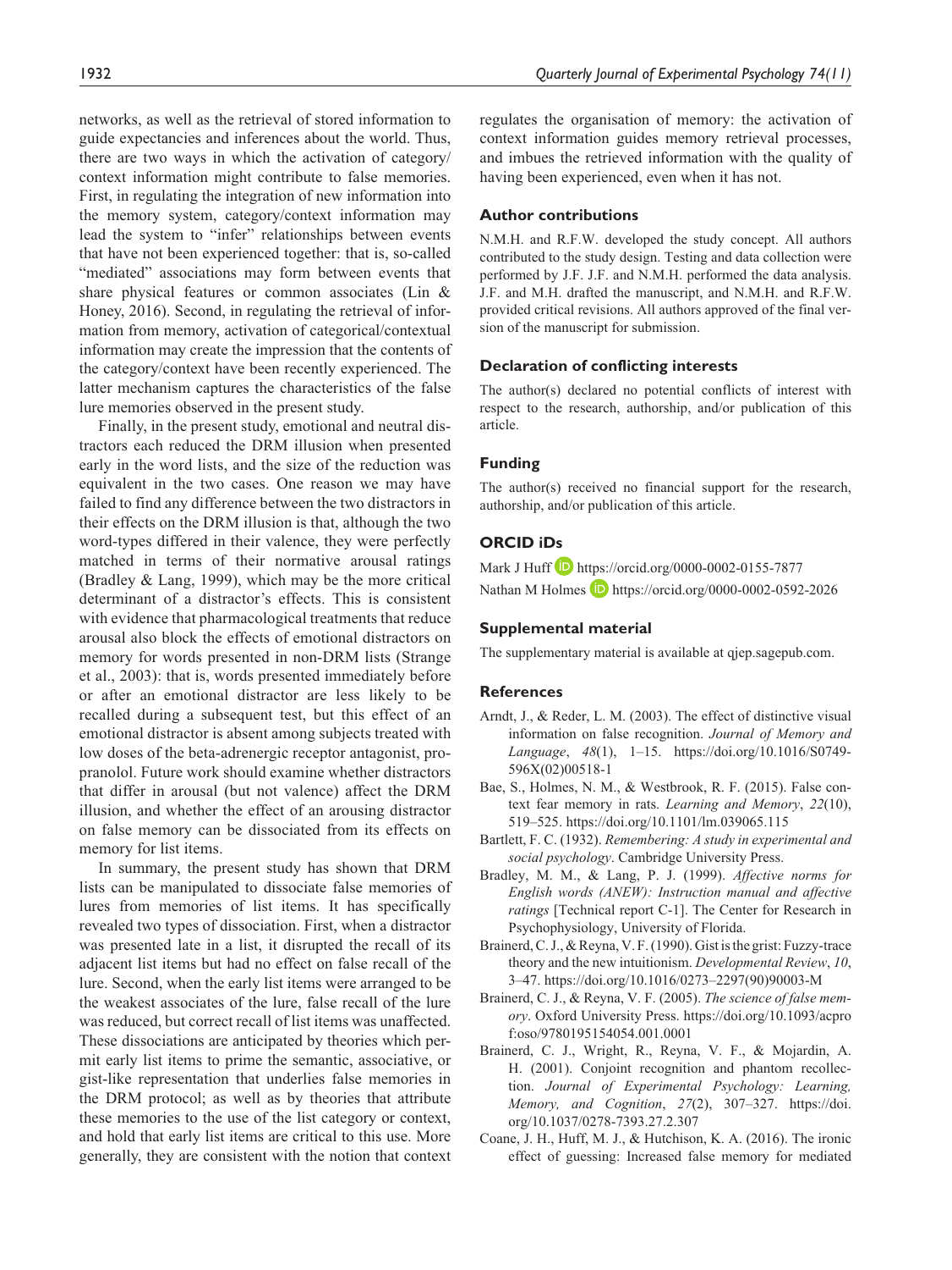networks, as well as the retrieval of stored information to guide expectancies and inferences about the world. Thus, there are two ways in which the activation of category/context information might contribute to false memories. First, in regulating the integration of new information into the memory system, category/context information may lead the system to "infer" relationships between events that have not been experienced together: that is, so-called "mediated" associations may form between events that share physical features or common associates (Lin & Honey, 2016). Second, in regulating the retrieval of information from memory, activation of categorical/contextual information may create the impression that the contents of the category/context have been recently experienced. The latter mechanism captures the characteristics of the false lure memories observed in the present study.

Finally, in the present study, emotional and neutral distractors each reduced the DRM illusion when presented early in the word lists, and the size of the reduction was equivalent in the two cases. One reason we may have failed to find any difference between the two distractors in their effects on the DRM illusion is that, although the two word-types differed in their valence, they were perfectly matched in terms of their normative arousal ratings (Bradley & Lang, 1999), which may be the more critical determinant of a distractor's effects. This is consistent with evidence that pharmacological treatments that reduce arousal also block the effects of emotional distractors on memory for words presented in non-DRM lists (Strange et al., 2003): that is, words presented immediately before or after an emotional distractor are less likely to be recalled during a subsequent test, but this effect of an emotional distractor is absent among subjects treated with low doses of the beta-adrenergic receptor antagonist, propranolol. Future work should examine whether distractors that differ in arousal (but not valence) affect the DRM illusion, and whether the effect of an arousing distractor on false memory can be dissociated from its effects on memory for list items.

In summary, the present study has shown that DRM lists can be manipulated to dissociate false memories of lures from memories of list items. It has specifically revealed two types of dissociation. First, when a distractor was presented late in a list, it disrupted the recall of its adjacent list items but had no effect on false recall of the lure. Second, when the early list items were arranged to be the weakest associates of the lure, false recall of the lure was reduced, but correct recall of list items was unaffected. These dissociations are anticipated by theories which permit early list items to prime the semantic, associative, or gist-like representation that underlies false memories in the DRM protocol; as well as by theories that attribute these memories to the use of the list category or context, and hold that early list items are critical to this use. More generally, they are consistent with the notion that context regulates the organisation of memory: the activation of context information guides memory retrieval processes, and imbues the retrieved information with the quality of having been experienced, even when it has not.

## Author contributions

N.M.H. and R.F.W. developed the study concept. All authors contributed to the study design. Testing and data collection were performed by J.F. J.F. and N.M.H. performed the data analysis. J.F. and M.H. drafted the manuscript, and N.M.H. and R.F.W. provided critical revisions. All authors approved of the final version of the manuscript for submission.

## Declaration of conflicting interests

The author(s) declared no potential conflicts of interest with respect to the research, authorship, and/or publication of this article.

## Funding

The author(s) received no financial support for the research, authorship, and/or publication of this article.

## ORCID iDs

Mark J Huff https://orcid.org/0000-0002-0155-7877

Nathan M Holmes https://orcid.org/0000-0002-0592-2026

## Supplemental material

The supplementary material is available at qjep.sagepub.com.

## References

Arndt, J., & Reder, L. M. (2003). The effect of distinctive visual information on false recognition. *Journal of Memory and Language*, *48*(1), 1–15. https://doi.org/10.1016/S0749-596X(02)00518-1

Bae, S., Holmes, N. M., & Westbrook, R. F. (2015). False context fear memory in rats. *Learning and Memory*, *22*(10), 519–525. https://doi.org/10.1101/lm.039065.115

Bartlett, F. C. (1932). *Remembering: A study in experimental and social psychology*. Cambridge University Press.

Bradley, M. M., & Lang, P. J. (1999). *Affective norms for English words (ANEW): Instruction manual and affective ratings* [Technical report C-1]. The Center for Research in Psychophysiology, University of Florida.

Brainerd, C. J., & Reyna, V. F. (1990). Gist is the grist: Fuzzy-trace theory and the new intuitionism. *Developmental Review*, *10*, 3–47. https://doi.org/10.1016/0273–2297(90)90003-M

Brainerd, C. J., & Reyna, V. F. (2005). *The science of false memory*. Oxford University Press. https://doi.org/10.1093/acprof:oso/9780195154054.001.0001

Brainerd, C. J., Wright, R., Reyna, V. F., & Mojardin, A. H. (2001). Conjoint recognition and phantom recollection. *Journal of Experimental Psychology: Learning, Memory, and Cognition*, *27*(2), 307–327. https://doi.org/10.1037/0278-7393.27.2.307

Coane, J. H., Huff, M. J., & Hutchison, K. A. (2016). The ironic effect of guessing: Increased false memory for mediated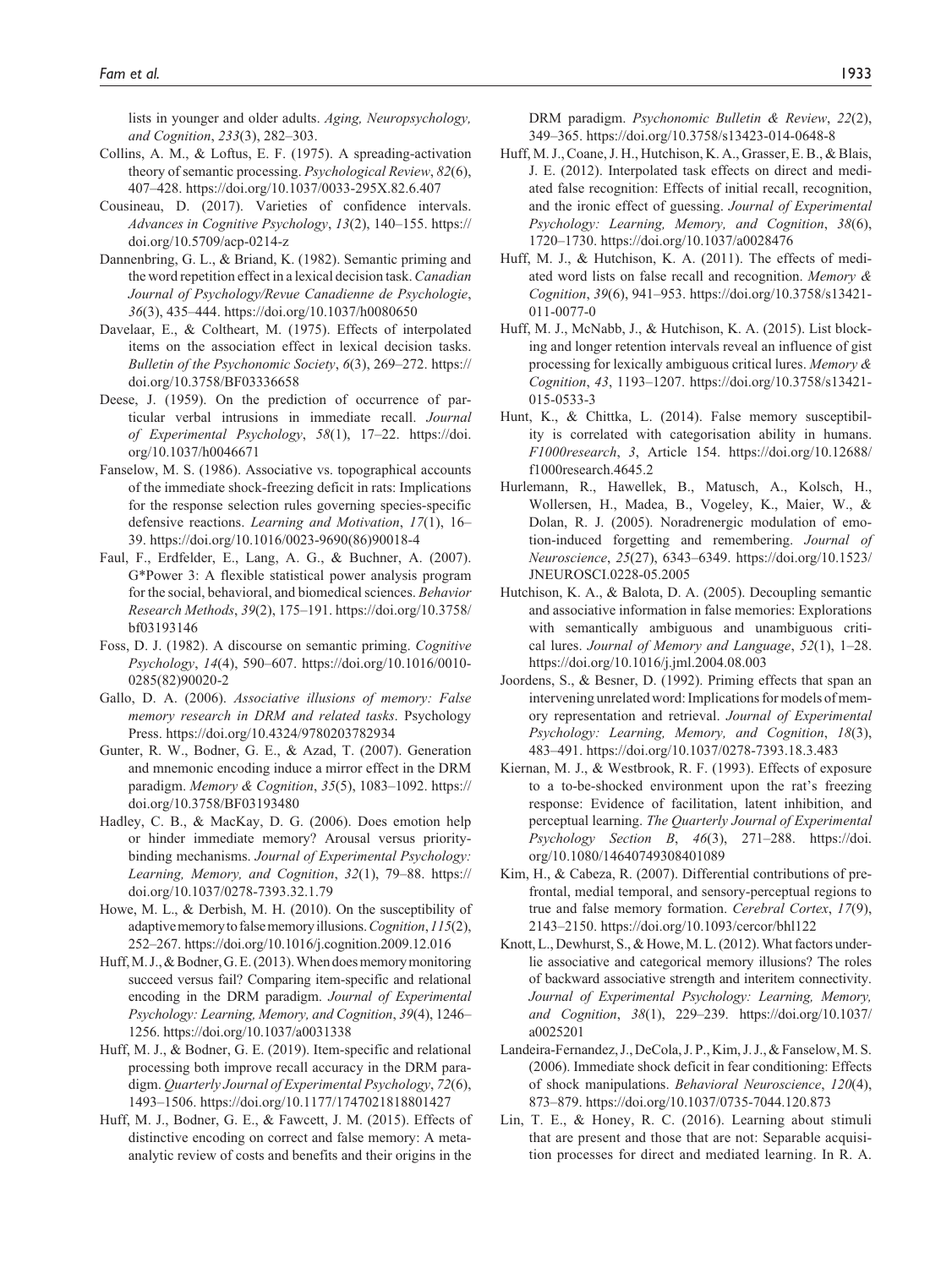lists in younger and older adults. *Aging, Neuropsychology, and Cognition*, *233*(3), 282–303.

Collins, A. M., & Loftus, E. F. (1975). A spreading-activation theory of semantic processing. *Psychological Review*, *82*(6), 407–428. https://doi.org/10.1037/0033-295X.82.6.407

Cousineau, D. (2017). Varieties of confidence intervals. *Advances in Cognitive Psychology*, *13*(2), 140–155. https://doi.org/10.5709/acp-0214-z

Dannenbring, G. L., & Briand, K. (1982). Semantic priming and the word repetition effect in a lexical decision task. *Canadian Journal of Psychology/Revue Canadienne de Psychologie*, *36*(3), 435–444. https://doi.org/10.1037/h0080650

Davelaar, E., & Coltheart, M. (1975). Effects of interpolated items on the association effect in lexical decision tasks. *Bulletin of the Psychonomic Society*, *6*(3), 269–272. https://doi.org/10.3758/BF03336658

Deese, J. (1959). On the prediction of occurrence of particular verbal intrusions in immediate recall. *Journal of Experimental Psychology*, *58*(1), 17–22. https://doi.org/10.1037/h0046671

Fanselow, M. S. (1986). Associative vs. topographical accounts of the immediate shock-freezing deficit in rats: Implications for the response selection rules governing species-specific defensive reactions. *Learning and Motivation*, *17*(1), 16–39. https://doi.org/10.1016/0023-9690(86)90018-4

Faul, F., Erdfelder, E., Lang, A. G., & Buchner, A. (2007). G*Power 3: A flexible statistical power analysis program for the social, behavioral, and biomedical sciences. *Behavior Research Methods*, *39*(2), 175–191. https://doi.org/10.3758/bf03193146

Foss, D. J. (1982). A discourse on semantic priming. *Cognitive Psychology*, *14*(4), 590–607. https://doi.org/10.1016/0010-0285(82)90020-2

Gallo, D. A. (2006). *Associative illusions of memory: False memory research in DRM and related tasks*. Psychology Press. https://doi.org/10.4324/9780203782934

Gunter, R. W., Bodner, G. E., & Azad, T. (2007). Generation and mnemonic encoding induce a mirror effect in the DRM paradigm. *Memory & Cognition*, *35*(5), 1083–1092. https://doi.org/10.3758/BF03193480

Hadley, C. B., & MacKay, D. G. (2006). Does emotion help or hinder immediate memory? Arousal versus priority-binding mechanisms. *Journal of Experimental Psychology: Learning, Memory, and Cognition*, *32*(1), 79–88. https://doi.org/10.1037/0278-7393.32.1.79

Howe, M. L., & Derbish, M. H. (2010). On the susceptibility of adaptive memory to false memory illusions. *Cognition*, *115*(2), 252–267. https://doi.org/10.1016/j.cognition.2009.12.016

Huff, M. J., & Bodner, G. E. (2013). When does memory monitoring succeed versus fail? Comparing item-specific and relational encoding in the DRM paradigm. *Journal of Experimental Psychology: Learning, Memory, and Cognition*, *39*(4), 1246–1256. https://doi.org/10.1037/a0031338

Huff, M. J., & Bodner, G. E. (2019). Item-specific and relational processing both improve recall accuracy in the DRM paradigm. *Quarterly Journal of Experimental Psychology*, *72*(6), 1493–1506. https://doi.org/10.1177/1747021818801427

Huff, M. J., Bodner, G. E., & Fawcett, J. M. (2015). Effects of distinctive encoding on correct and false memory: A meta-analytic review of costs and benefits and their origins in the DRM paradigm. *Psychonomic Bulletin & Review*, *22*(2), 349–365. https://doi.org/10.3758/s13423-014-0648-8

Huff, M. J., Coane, J. H., Hutchison, K. A., Grasser, E. B., & Blais, J. E. (2012). Interpolated task effects on direct and mediated false recognition: Effects of initial recall, recognition, and the ironic effect of guessing. *Journal of Experimental Psychology: Learning, Memory, and Cognition*, *38*(6), 1720–1730. https://doi.org/10.1037/a0028476

Huff, M. J., & Hutchison, K. A. (2011). The effects of mediated word lists on false recall and recognition. *Memory & Cognition*, *39*(6), 941–953. https://doi.org/10.3758/s13421-011-0077-0

Huff, M. J., McNabb, J., & Hutchison, K. A. (2015). List blocking and longer retention intervals reveal an influence of gist processing for lexically ambiguous critical lures. *Memory & Cognition*, *43*, 1193–1207. https://doi.org/10.3758/s13421-015-0533-3

Hunt, K., & Chittka, L. (2014). False memory susceptibility is correlated with categorisation ability in humans. *F1000research*, *3*, Article 154. https://doi.org/10.12688/f1000research.4645.2

Hurlemann, R., Hawellek, B., Matusch, A., Kolsch, H., Wollersen, H., Madea, B., Vogeley, K., Maier, W., & Dolan, R. J. (2005). Noradrenergic modulation of emotion-induced forgetting and remembering. *Journal of Neuroscience*, *25*(27), 6343–6349. https://doi.org/10.1523/JNEUROSCI.0228-05.2005

Hutchison, K. A., & Balota, D. A. (2005). Decoupling semantic and associative information in false memories: Explorations with semantically ambiguous and unambiguous critical lures. *Journal of Memory and Language*, *52*(1), 1–28. https://doi.org/10.1016/j.jml.2004.08.003

Joordens, S., & Besner, D. (1992). Priming effects that span an intervening unrelated word: Implications for models of memory representation and retrieval. *Journal of Experimental Psychology: Learning, Memory, and Cognition*, *18*(3), 483–491. https://doi.org/10.1037/0278-7393.18.3.483

Kiernan, M. J., & Westbrook, R. F. (1993). Effects of exposure to a to-be-shocked environment upon the rat's freezing response: Evidence of facilitation, latent inhibition, and perceptual learning. *The Quarterly Journal of Experimental Psychology Section B*, *46*(3), 271–288. https://doi.org/10.1080/14640749308401089

Kim, H., & Cabeza, R. (2007). Differential contributions of prefrontal, medial temporal, and sensory-perceptual regions to true and false memory formation. *Cerebral Cortex*, *17*(9), 2143–2150. https://doi.org/10.1093/cercor/bhl122

Knott, L., Dewhurst, S., & Howe, M. L. (2012). What factors underlie associative and categorical memory illusions? The roles of backward associative strength and interitem connectivity. *Journal of Experimental Psychology: Learning, Memory, and Cognition*, *38*(1), 229–239. https://doi.org/10.1037/a0025201

Landeira-Fernandez, J., DeCola, J. P., Kim, J. J., & Fanselow, M. S. (2006). Immediate shock deficit in fear conditioning: Effects of shock manipulations. *Behavioral Neuroscience*, *120*(4), 873–879. https://doi.org/10.1037/0735-7044.120.873

Lin, T. E., & Honey, R. C. (2016). Learning about stimuli that are present and those that are not: Separable acquisition processes for direct and mediated learning. In R. A.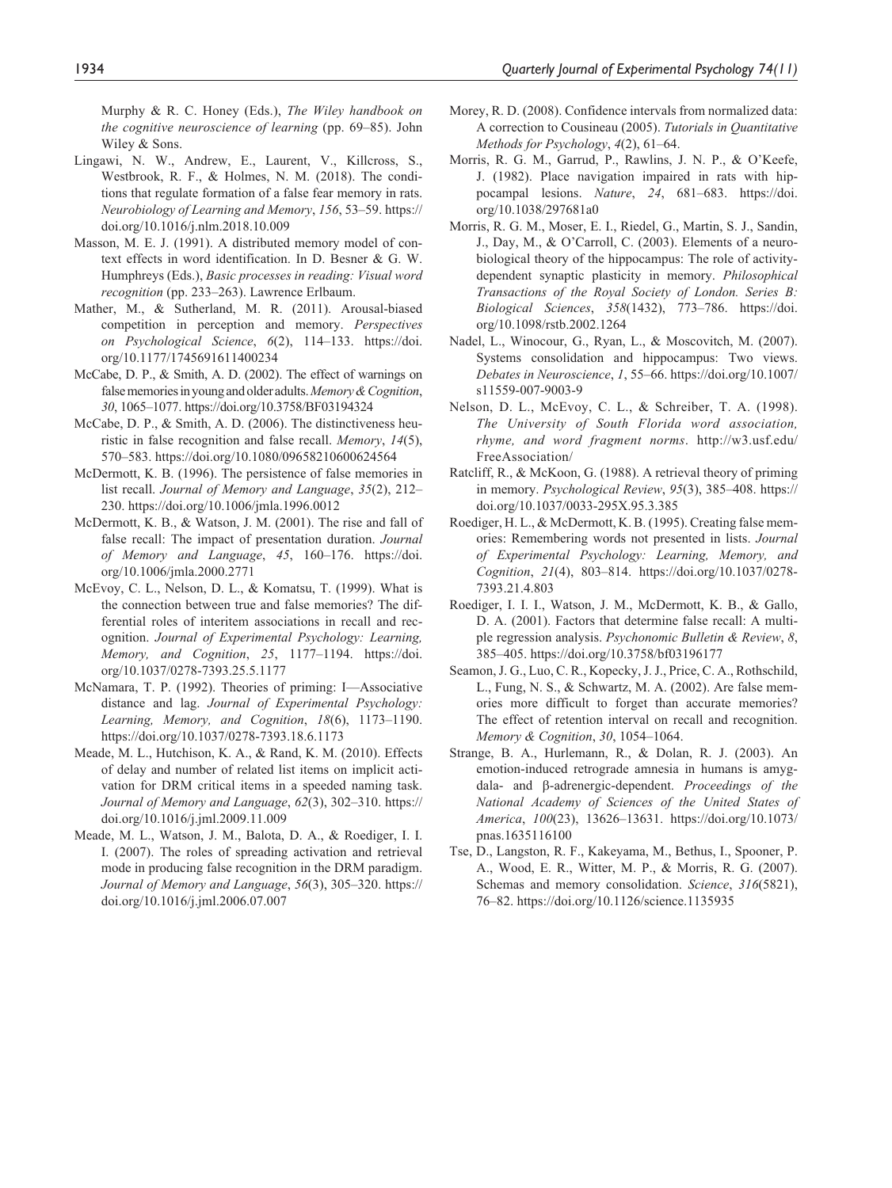Murphy & R. C. Honey (Eds.), *The Wiley handbook on the cognitive neuroscience of learning* (pp. 69–85). John Wiley & Sons.

Lingawi, N. W., Andrew, E., Laurent, V., Killcross, S., Westbrook, R. F., & Holmes, N. M. (2018). The conditions that regulate formation of a false fear memory in rats. *Neurobiology of Learning and Memory*, *156*, 53–59. https://doi.org/10.1016/j.nlm.2018.10.009

Masson, M. E. J. (1991). A distributed memory model of context effects in word identification. In D. Besner & G. W. Humphreys (Eds.), *Basic processes in reading: Visual word recognition* (pp. 233–263). Lawrence Erlbaum.

Mather, M., & Sutherland, M. R. (2011). Arousal-biased competition in perception and memory. *Perspectives on Psychological Science*, *6*(2), 114–133. https://doi.org/10.1177/1745691611400234

McCabe, D. P., & Smith, A. D. (2002). The effect of warnings on false memories in young and older adults. *Memory & Cognition*, *30*, 1065–1077. https://doi.org/10.3758/BF03194324

McCabe, D. P., & Smith, A. D. (2006). The distinctiveness heuristic in false recognition and false recall. *Memory*, *14*(5), 570–583. https://doi.org/10.1080/09658210600624564

McDermott, K. B. (1996). The persistence of false memories in list recall. *Journal of Memory and Language*, *35*(2), 212–230. https://doi.org/10.1006/jmla.1996.0012

McDermott, K. B., & Watson, J. M. (2001). The rise and fall of false recall: The impact of presentation duration. *Journal of Memory and Language*, *45*, 160–176. https://doi.org/10.1006/jmla.2000.2771

McEvoy, C. L., Nelson, D. L., & Komatsu, T. (1999). What is the connection between true and false memories? The differential roles of interitem associations in recall and recognition. *Journal of Experimental Psychology: Learning, Memory, and Cognition*, *25*, 1177–1194. https://doi.org/10.1037/0278-7393.25.5.1177

McNamara, T. P. (1992). Theories of priming: I—Associative distance and lag. *Journal of Experimental Psychology: Learning, Memory, and Cognition*, *18*(6), 1173–1190. https://doi.org/10.1037/0278-7393.18.6.1173

Meade, M. L., Hutchison, K. A., & Rand, K. M. (2010). Effects of delay and number of related list items on implicit activation for DRM critical items in a speeded naming task. *Journal of Memory and Language*, *62*(3), 302–310. https://doi.org/10.1016/j.jml.2009.11.009

Meade, M. L., Watson, J. M., Balota, D. A., & Roediger, I. I. I. (2007). The roles of spreading activation and retrieval mode in producing false recognition in the DRM paradigm. *Journal of Memory and Language*, *56*(3), 305–320. https://doi.org/10.1016/j.jml.2006.07.007

Morey, R. D. (2008). Confidence intervals from normalized data: A correction to Cousineau (2005). *Tutorials in Quantitative Methods for Psychology*, *4*(2), 61–64.

Morris, R. G. M., Garrud, P., Rawlins, J. N. P., & O'Keefe, J. (1982). Place navigation impaired in rats with hippocampal lesions. *Nature*, *24*, 681–683. https://doi.org/10.1038/297681a0

Morris, R. G. M., Moser, E. I., Riedel, G., Martin, S. J., Sandin, J., Day, M., & O'Carroll, C. (2003). Elements of a neurobiological theory of the hippocampus: The role of activity-dependent synaptic plasticity in memory. *Philosophical Transactions of the Royal Society of London. Series B: Biological Sciences*, *358*(1432), 773–786. https://doi.org/10.1098/rstb.2002.1264

Nadel, L., Winocour, G., Ryan, L., & Moscovitch, M. (2007). Systems consolidation and hippocampus: Two views. *Debates in Neuroscience*, *1*, 55–66. https://doi.org/10.1007/s11559-007-9003-9

Nelson, D. L., McEvoy, C. L., & Schreiber, T. A. (1998). *The University of South Florida word association, rhyme, and word fragment norms*. http://w3.usf.edu/FreeAssociation/

Ratcliff, R., & McKoon, G. (1988). A retrieval theory of priming in memory. *Psychological Review*, *95*(3), 385–408. https://doi.org/10.1037/0033-295X.95.3.385

Roediger, H. L., & McDermott, K. B. (1995). Creating false memories: Remembering words not presented in lists. *Journal of Experimental Psychology: Learning, Memory, and Cognition*, *21*(4), 803–814. https://doi.org/10.1037/0278-7393.21.4.803

Roediger, I. I. I., Watson, J. M., McDermott, K. B., & Gallo, D. A. (2001). Factors that determine false recall: A multiple regression analysis. *Psychonomic Bulletin & Review*, *8*, 385–405. https://doi.org/10.3758/bf03196177

Seamon, J. G., Luo, C. R., Kopecky, J. J., Price, C. A., Rothschild, L., Fung, N. S., & Schwartz, M. A. (2002). Are false memories more difficult to forget than accurate memories? The effect of retention interval on recall and recognition. *Memory & Cognition*, *30*, 1054–1064.

Strange, B. A., Hurlemann, R., & Dolan, R. J. (2003). An emotion-induced retrograde amnesia in humans is amygdala- and β-adrenergic-dependent. *Proceedings of the National Academy of Sciences of the United States of America*, *100*(23), 13626–13631. https://doi.org/10.1073/pnas.1635116100

Tse, D., Langston, R. F., Kakeyama, M., Bethus, I., Spooner, P. A., Wood, E. R., Witter, M. P., & Morris, R. G. (2007). Schemas and memory consolidation. *Science*, *316*(5821), 76–82. https://doi.org/10.1126/science.1135935